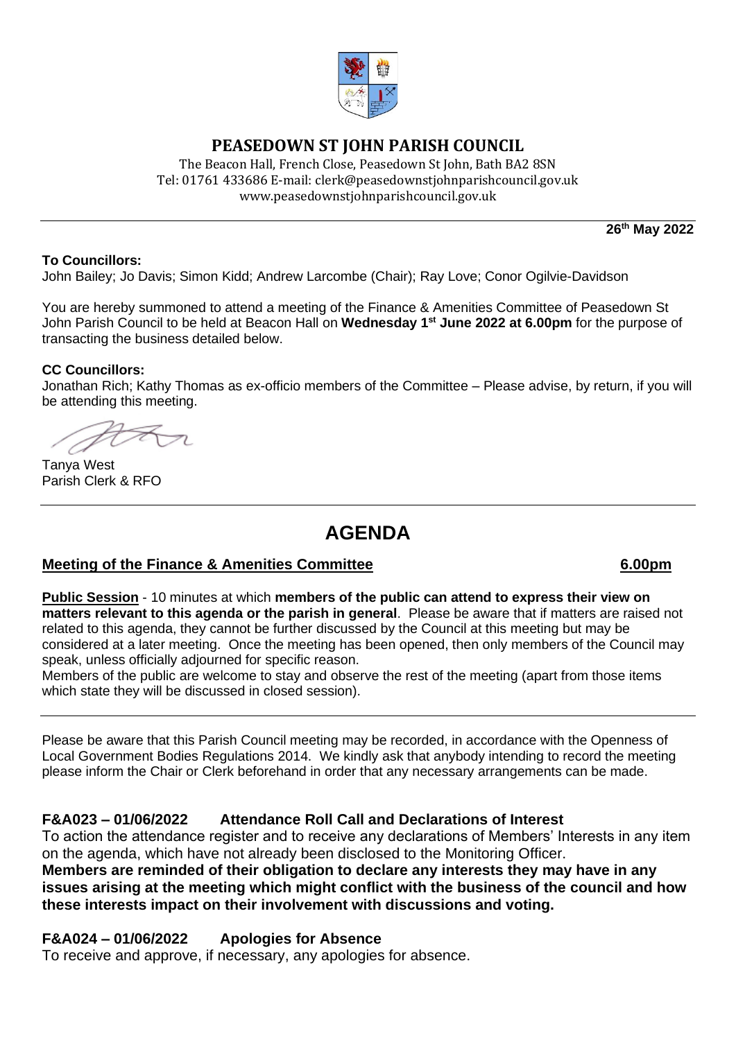# PEASEDOWN ST JOHN PARISH COUNCIL

The Beacon Hall, French Close, Peasedown St John, Bath BA2 8SN
Tel: 01761 433686 E-mail: clerk@peasedownstjohnparishcouncil.gov.uk
www.peasedownstjohnparishcouncil.gov.uk

**26th May 2022**

**To Councillors:**
John Bailey; Jo Davis; Simon Kidd; Andrew Larcombe (Chair); Ray Love; Conor Ogilvie-Davidson

You are hereby summoned to attend a meeting of the Finance & Amenities Committee of Peasedown St John Parish Council to be held at Beacon Hall on **Wednesday 1st June 2022 at 6.00pm** for the purpose of transacting the business detailed below.

**CC Councillors:**
Jonathan Rich; Kathy Thomas as ex-officio members of the Committee – Please advise, by return, if you will be attending this meeting.

Tanya West
Parish Clerk & RFO

# AGENDA

## Meeting of the Finance & Amenities Committee 6.00pm

**Public Session** - 10 minutes at which **members of the public can attend to express their view on matters relevant to this agenda or the parish in general**. Please be aware that if matters are raised not related to this agenda, they cannot be further discussed by the Council at this meeting but may be considered at a later meeting. Once the meeting has been opened, then only members of the Council may speak, unless officially adjourned for specific reason.

Members of the public are welcome to stay and observe the rest of the meeting (apart from those items which state they will be discussed in closed session).

Please be aware that this Parish Council meeting may be recorded, in accordance with the Openness of Local Government Bodies Regulations 2014. We kindly ask that anybody intending to record the meeting please inform the Chair or Clerk beforehand in order that any necessary arrangements can be made.

### F&A023 – 01/06/2022 Attendance Roll Call and Declarations of Interest

To action the attendance register and to receive any declarations of Members' Interests in any item on the agenda, which have not already been disclosed to the Monitoring Officer.

**Members are reminded of their obligation to declare any interests they may have in any issues arising at the meeting which might conflict with the business of the council and how these interests impact on their involvement with discussions and voting.**

### F&A024 – 01/06/2022 Apologies for Absence

To receive and approve, if necessary, any apologies for absence.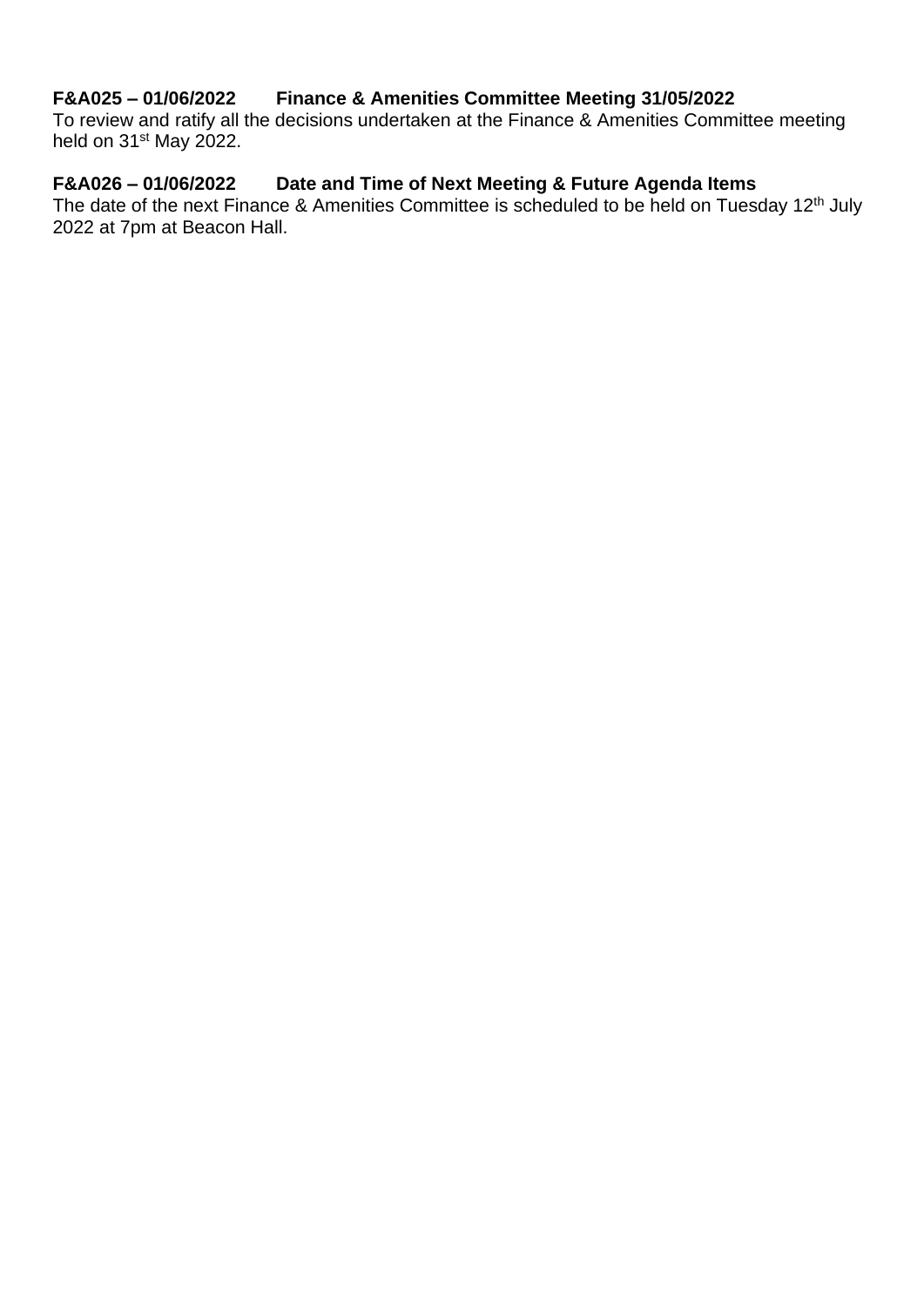**F&A025 – 01/06/2022 Finance & Amenities Committee Meeting 31/05/2022**

To review and ratify all the decisions undertaken at the Finance & Amenities Committee meeting held on 31st May 2022.

**F&A026 – 01/06/2022 Date and Time of Next Meeting & Future Agenda Items**

The date of the next Finance & Amenities Committee is scheduled to be held on Tuesday 12th July 2022 at 7pm at Beacon Hall.